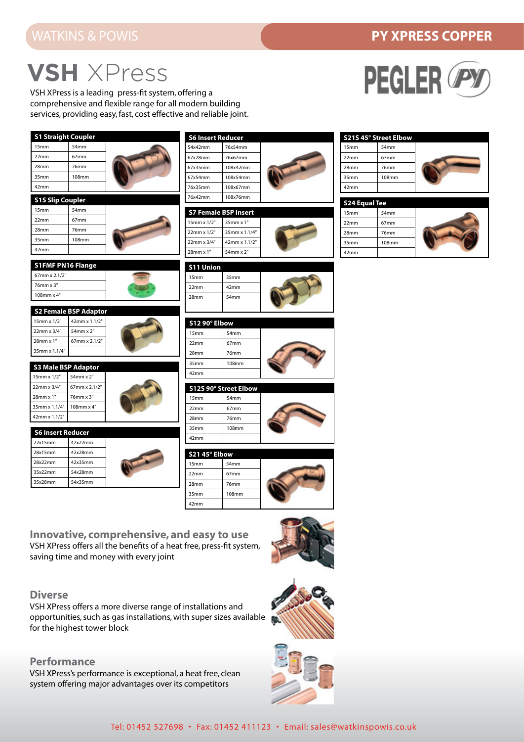# VSH XPress

VSH XPress is a leading press-fit system, offering a comprehensive and flexible range for all modern building services, providing easy, fast, cost effective and reliable joint.

### S1 Straight Coupler

| | |
|---|---|
| 15mm | 54mm |
| 22mm | 67mm |
| 28mm | 76mm |
| 35mm | 108mm |
| 42mm | |

### S1S Slip Coupler

| | |
|---|---|
| 15mm | 54mm |
| 22mm | 67mm |
| 28mm | 76mm |
| 35mm | 108mm |
| 42mm | |

### S1FMF PN16 Flange

| |
|---|
| 67mm x 2.1/2" |
| 76mm x 3" |
| 108mm x 4" |

### S2 Female BSP Adaptor

| | |
|---|---|
| 15mm x 1/2" | 42mm x 1.1/2" |
| 22mm x 3/4" | 54mm x 2" |
| 28mm x 1" | 67mm x 2.1/2" |
| 35mm x 1.1/4" | |

### S3 Male BSP Adaptor

| | |
|---|---|
| 15mm x 1/2" | 54mm x 2" |
| 22mm x 3/4" | 67mm x 2.1/2" |
| 28mm x 1" | 76mm x 3" |
| 35mm x 1.1/4" | 108mm x 4" |
| 42mm x 1.1/2" | |

### S6 Insert Reducer

| | |
|---|---|
| 22x15mm | 42x22mm |
| 28x15mm | 42x28mm |
| 28x22mm | 42x35mm |
| 35x22mm | 54x28mm |
| 35x28mm | 54x35mm |

### S6 Insert Reducer

| | |
|---|---|
| 54x42mm | 76x54mm |
| 67x28mm | 76x67mm |
| 67x35mm | 108x42mm |
| 67x54mm | 108x54mm |
| 76x35mm | 108x67mm |
| 76x42mm | 108x76mm |

### S7 Female BSP Insert

| | |
|---|---|
| 15mm x 1/2" | 35mm x 1" |
| 22mm x 1/2" | 35mm x 1.1/4" |
| 22mm x 3/4" | 42mm x 1.1/2" |
| 28mm x 1" | 54mm x 2" |

### S11 Union

| | |
|---|---|
| 15mm | 35mm |
| 22mm | 42mm |
| 28mm | 54mm |

### S12 90° Elbow

| | |
|---|---|
| 15mm | 54mm |
| 22mm | 67mm |
| 28mm | 76mm |
| 35mm | 108mm |
| 42mm | |

### S12S 90° Street Elbow

| | |
|---|---|
| 15mm | 54mm |
| 22mm | 67mm |
| 28mm | 76mm |
| 35mm | 108mm |
| 42mm | |

### S21 45° Elbow

| | |
|---|---|
| 15mm | 54mm |
| 22mm | 67mm |
| 28mm | 76mm |
| 35mm | 108mm |
| 42mm | |

### S21S 45° Street Elbow

| | |
|---|---|
| 15mm | 54mm |
| 22mm | 67mm |
| 28mm | 76mm |
| 35mm | 108mm |
| 42mm | |

### S24 Equal Tee

| | |
|---|---|
| 15mm | 54mm |
| 22mm | 67mm |
| 28mm | 76mm |
| 35mm | 108mm |
| 42mm | |

## Innovative, comprehensive, and easy to use

VSH XPress offers all the benefits of a heat free, press-fit system, saving time and money with every joint

## Diverse

VSH XPress offers a more diverse range of installations and opportunities, such as gas installations, with super sizes available for the highest tower block

## Performance

VSH XPress's performance is exceptional, a heat free, clean system offering major advantages over its competitors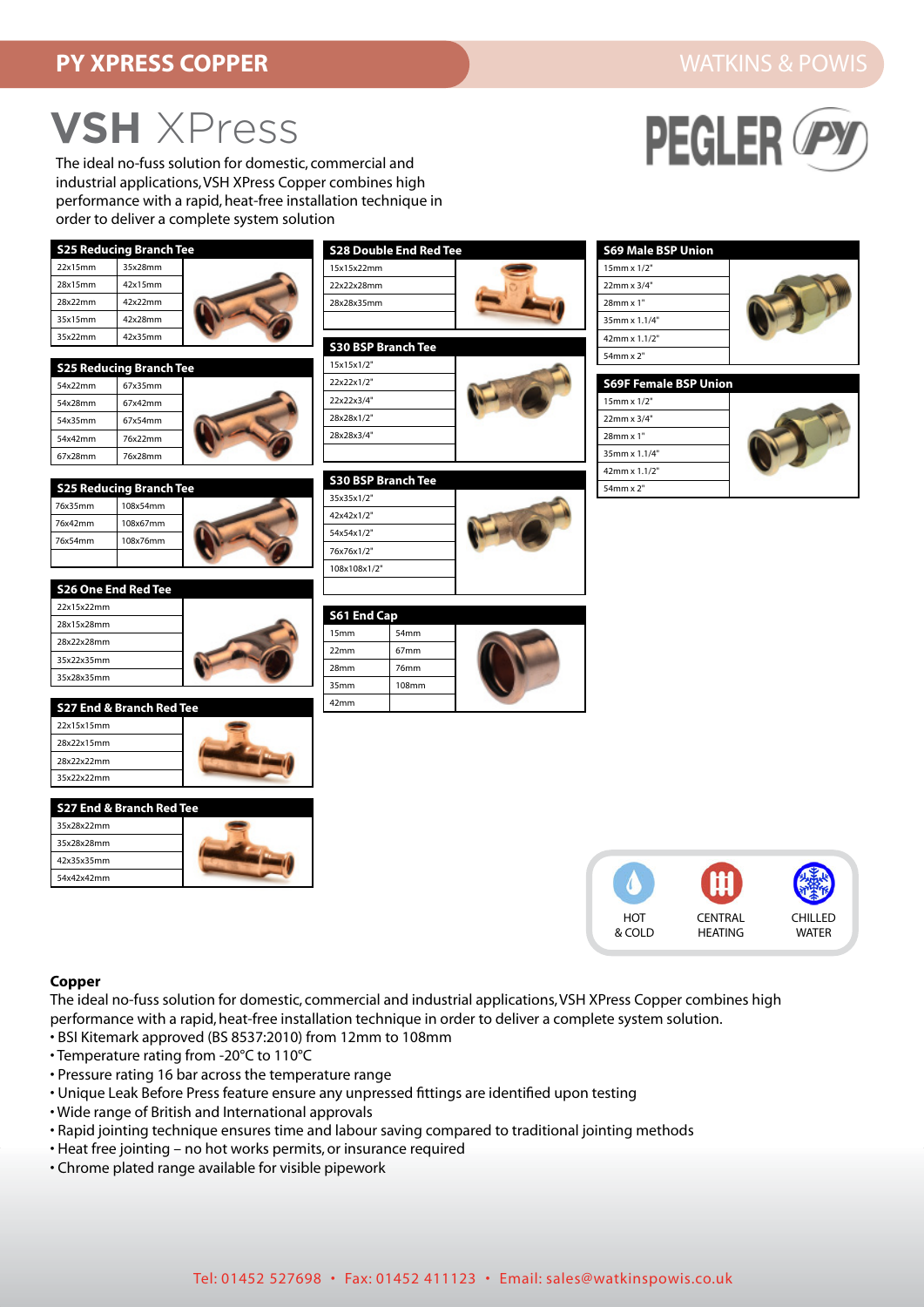# VSH XPress

The ideal no-fuss solution for domestic, commercial and industrial applications, VSH XPress Copper combines high performance with a rapid, heat-free installation technique in order to deliver a complete system solution

### S25 Reducing Branch Tee

| | |
|---|---|
| 22x15mm | 35x28mm |
| 28x15mm | 42x15mm |
| 28x22mm | 42x22mm |
| 35x15mm | 42x28mm |
| 35x22mm | 42x35mm |

### S25 Reducing Branch Tee

| | |
|---|---|
| 54x22mm | 67x35mm |
| 54x28mm | 67x42mm |
| 54x35mm | 67x54mm |
| 54x42mm | 76x22mm |
| 67x28mm | 76x28mm |

### S25 Reducing Branch Tee

| | |
|---|---|
| 76x35mm | 108x54mm |
| 76x42mm | 108x67mm |
| 76x54mm | 108x76mm |

### S26 One End Red Tee

| |
|---|
| 22x15x22mm |
| 28x15x28mm |
| 28x22x28mm |
| 35x22x35mm |
| 35x28x35mm |

### S27 End & Branch Red Tee

| |
|---|
| 22x15x15mm |
| 28x22x15mm |
| 28x22x22mm |
| 35x22x22mm |

### S27 End & Branch Red Tee

| |
|---|
| 35x28x22mm |
| 35x28x28mm |
| 42x35x35mm |
| 54x42x42mm |

### S28 Double End Red Tee

| |
|---|
| 15x15x22mm |
| 22x22x28mm |
| 28x28x35mm |

### S30 BSP Branch Tee

| |
|---|
| 15x15x1/2" |
| 22x22x1/2" |
| 22x22x3/4" |
| 28x28x1/2" |
| 28x28x3/4" |

### S30 BSP Branch Tee

| |
|---|
| 35x35x1/2" |
| 42x42x1/2" |
| 54x54x1/2" |
| 76x76x1/2" |
| 108x108x1/2" |

### S61 End Cap

| | |
|---|---|
| 15mm | 54mm |
| 22mm | 67mm |
| 28mm | 76mm |
| 35mm | 108mm |
| 42mm | |

### S69 Male BSP Union

| |
|---|
| 15mm x 1/2" |
| 22mm x 3/4" |
| 28mm x 1" |
| 35mm x 1.1/4" |
| 42mm x 1.1/2" |
| 54mm x 2" |

### S69F Female BSP Union

| |
|---|
| 15mm x 1/2" |
| 22mm x 3/4" |
| 28mm x 1" |
| 35mm x 1.1/4" |
| 42mm x 1.1/2" |
| 54mm x 2" |

HOT & COLD

CENTRAL HEATING

CHILLED WATER

**Copper**

The ideal no-fuss solution for domestic, commercial and industrial applications, VSH XPress Copper combines high performance with a rapid, heat-free installation technique in order to deliver a complete system solution.

- BSI Kitemark approved (BS 8537:2010) from 12mm to 108mm
- Temperature rating from -20°C to 110°C
- Pressure rating 16 bar across the temperature range
- Unique Leak Before Press feature ensure any unpressed fittings are identified upon testing
- Wide range of British and International approvals
- Rapid jointing technique ensures time and labour saving compared to traditional jointing methods
- Heat free jointing – no hot works permits, or insurance required
- Chrome plated range available for visible pipework